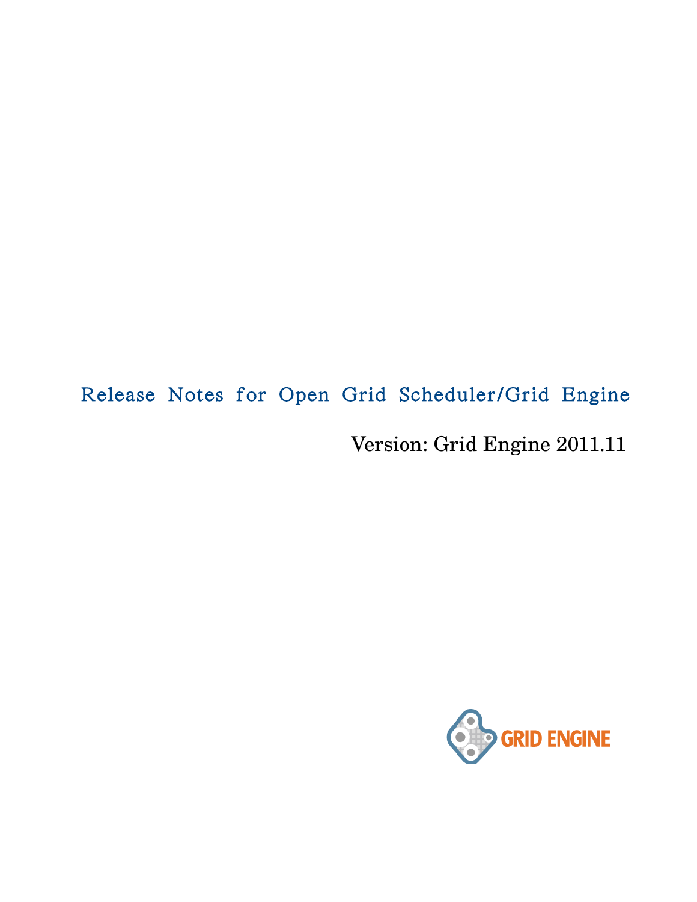# Release Notes for Open Grid Scheduler/Grid Engine

Version: Grid Engine 2011.11

GRID ENGINE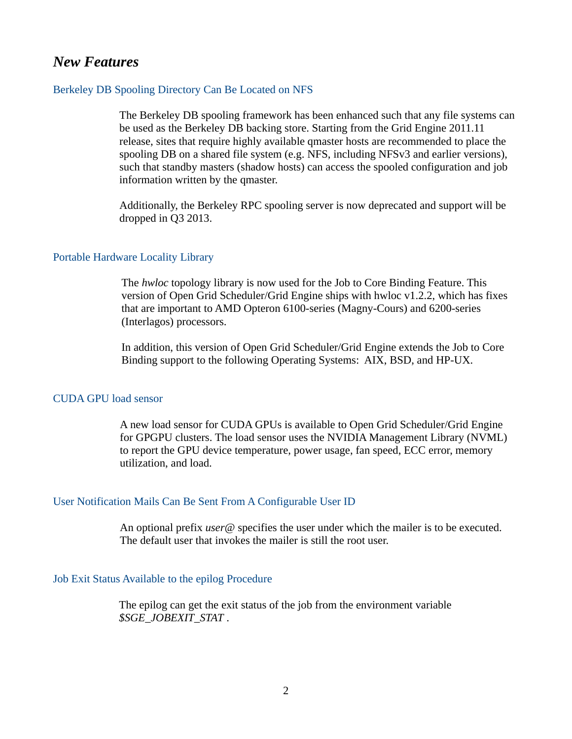## *New Features*

### Berkeley DB Spooling Directory Can Be Located on NFS

The Berkeley DB spooling framework has been enhanced such that any file systems can be used as the Berkeley DB backing store. Starting from the Grid Engine 2011.11 release, sites that require highly available qmaster hosts are recommended to place the spooling DB on a shared file system (e.g. NFS, including NFSv3 and earlier versions), such that standby masters (shadow hosts) can access the spooled configuration and job information written by the qmaster.

Additionally, the Berkeley RPC spooling server is now deprecated and support will be dropped in Q3 2013.

### Portable Hardware Locality Library

The *hwloc* topology library is now used for the Job to Core Binding Feature. This version of Open Grid Scheduler/Grid Engine ships with hwloc v1.2.2, which has fixes that are important to AMD Opteron 6100-series (Magny-Cours) and 6200-series (Interlagos) processors.

In addition, this version of Open Grid Scheduler/Grid Engine extends the Job to Core Binding support to the following Operating Systems:  AIX, BSD, and HP-UX.

### CUDA GPU load sensor

A new load sensor for CUDA GPUs is available to Open Grid Scheduler/Grid Engine for GPGPU clusters. The load sensor uses the NVIDIA Management Library (NVML) to report the GPU device temperature, power usage, fan speed, ECC error, memory utilization, and load.

### User Notification Mails Can Be Sent From A Configurable User ID

An optional prefix *user@* specifies the user under which the mailer is to be executed. The default user that invokes the mailer is still the root user.

### Job Exit Status Available to the epilog Procedure

The epilog can get the exit status of the job from the environment variable *$SGE_JOBEXIT_STAT* .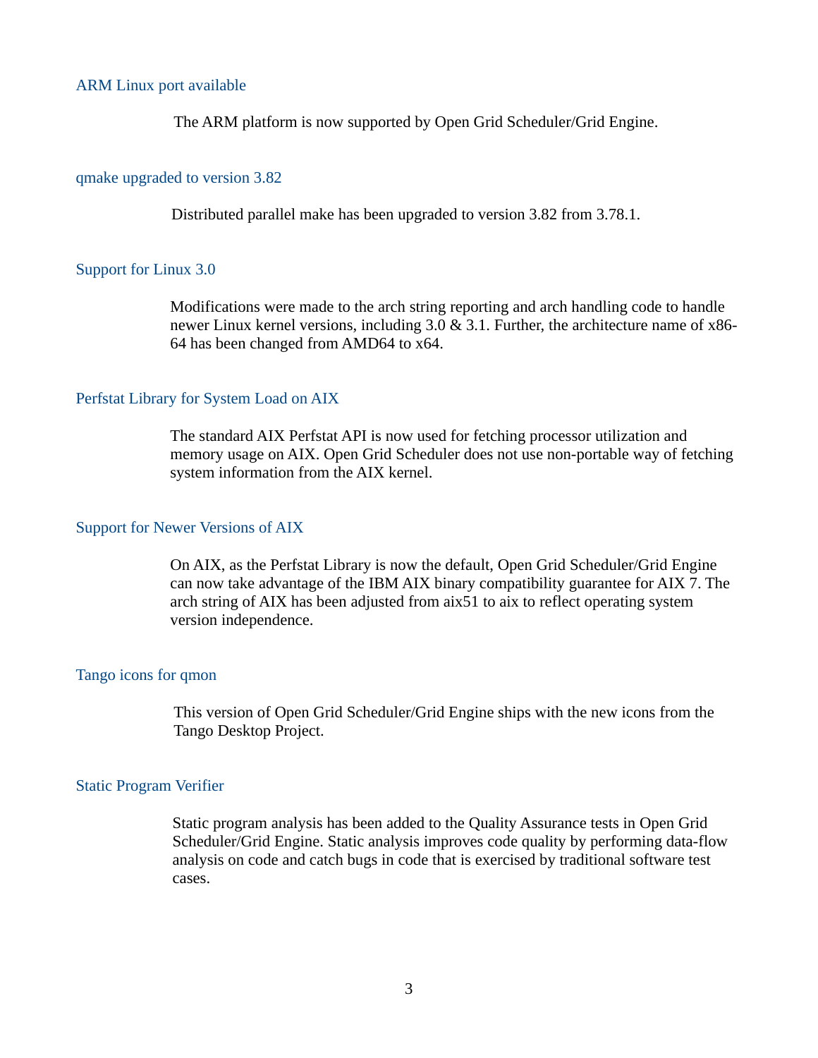### ARM Linux port available

The ARM platform is now supported by Open Grid Scheduler/Grid Engine.

### qmake upgraded to version 3.82

Distributed parallel make has been upgraded to version 3.82 from 3.78.1.

### Support for Linux 3.0

Modifications were made to the arch string reporting and arch handling code to handle newer Linux kernel versions, including 3.0 & 3.1. Further, the architecture name of x86-64 has been changed from AMD64 to x64.

### Perfstat Library for System Load on AIX

The standard AIX Perfstat API is now used for fetching processor utilization and memory usage on AIX. Open Grid Scheduler does not use non-portable way of fetching system information from the AIX kernel.

### Support for Newer Versions of AIX

On AIX, as the Perfstat Library is now the default, Open Grid Scheduler/Grid Engine can now take advantage of the IBM AIX binary compatibility guarantee for AIX 7. The arch string of AIX has been adjusted from aix51 to aix to reflect operating system version independence.

### Tango icons for qmon

This version of Open Grid Scheduler/Grid Engine ships with the new icons from the Tango Desktop Project.

### Static Program Verifier

Static program analysis has been added to the Quality Assurance tests in Open Grid Scheduler/Grid Engine. Static analysis improves code quality by performing data-flow analysis on code and catch bugs in code that is exercised by traditional software test cases.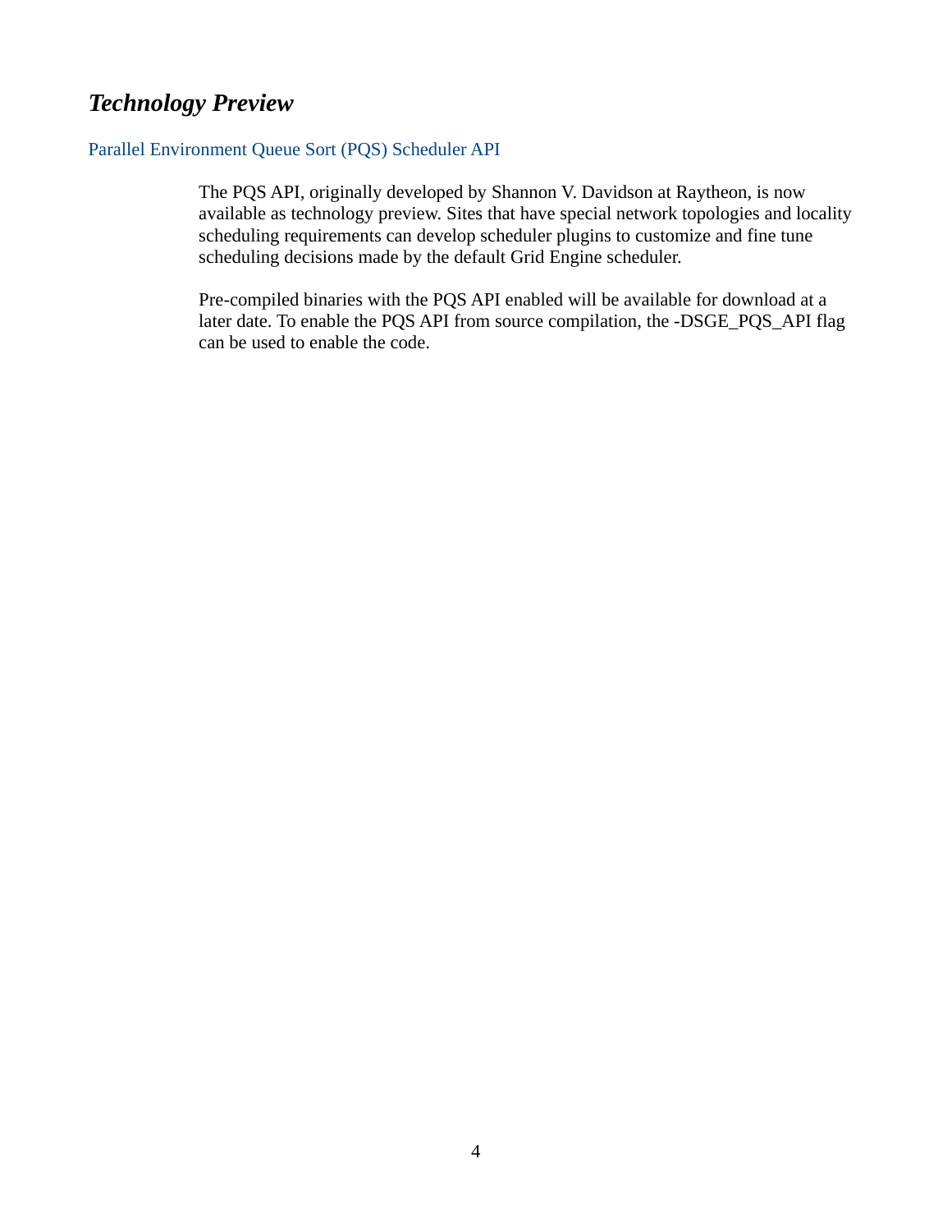## *Technology Preview*

### Parallel Environment Queue Sort (PQS) Scheduler API

The PQS API, originally developed by Shannon V. Davidson at Raytheon, is now available as technology preview. Sites that have special network topologies and locality scheduling requirements can develop scheduler plugins to customize and fine tune scheduling decisions made by the default Grid Engine scheduler.

Pre-compiled binaries with the PQS API enabled will be available for download at a later date. To enable the PQS API from source compilation, the -DSGE_PQS_API flag can be used to enable the code.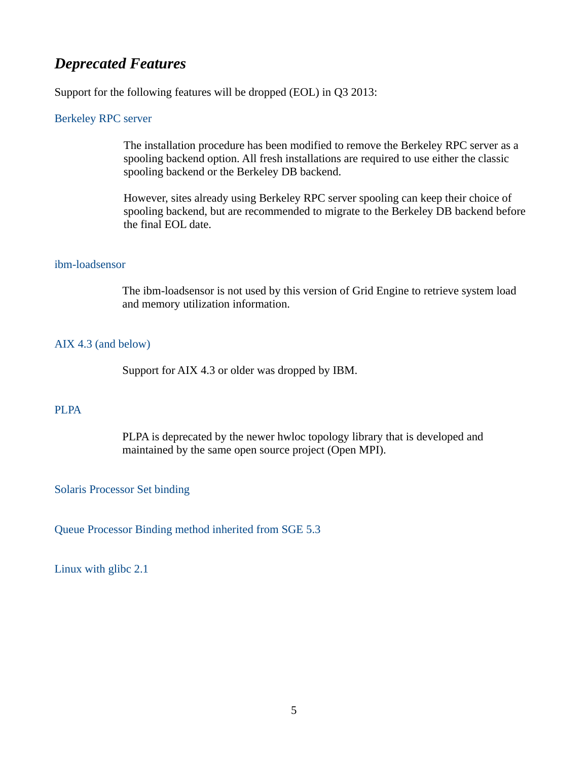## *Deprecated Features*

Support for the following features will be dropped (EOL) in Q3 2013:

### Berkeley RPC server

The installation procedure has been modified to remove the Berkeley RPC server as a spooling backend option. All fresh installations are required to use either the classic spooling backend or the Berkeley DB backend.

However, sites already using Berkeley RPC server spooling can keep their choice of spooling backend, but are recommended to migrate to the Berkeley DB backend before the final EOL date.

### ibm-loadsensor

The ibm-loadsensor is not used by this version of Grid Engine to retrieve system load and memory utilization information.

### AIX 4.3 (and below)

Support for AIX 4.3 or older was dropped by IBM.

### PLPA

PLPA is deprecated by the newer hwloc topology library that is developed and maintained by the same open source project (Open MPI).

### Solaris Processor Set binding

### Queue Processor Binding method inherited from SGE 5.3

### Linux with glibc 2.1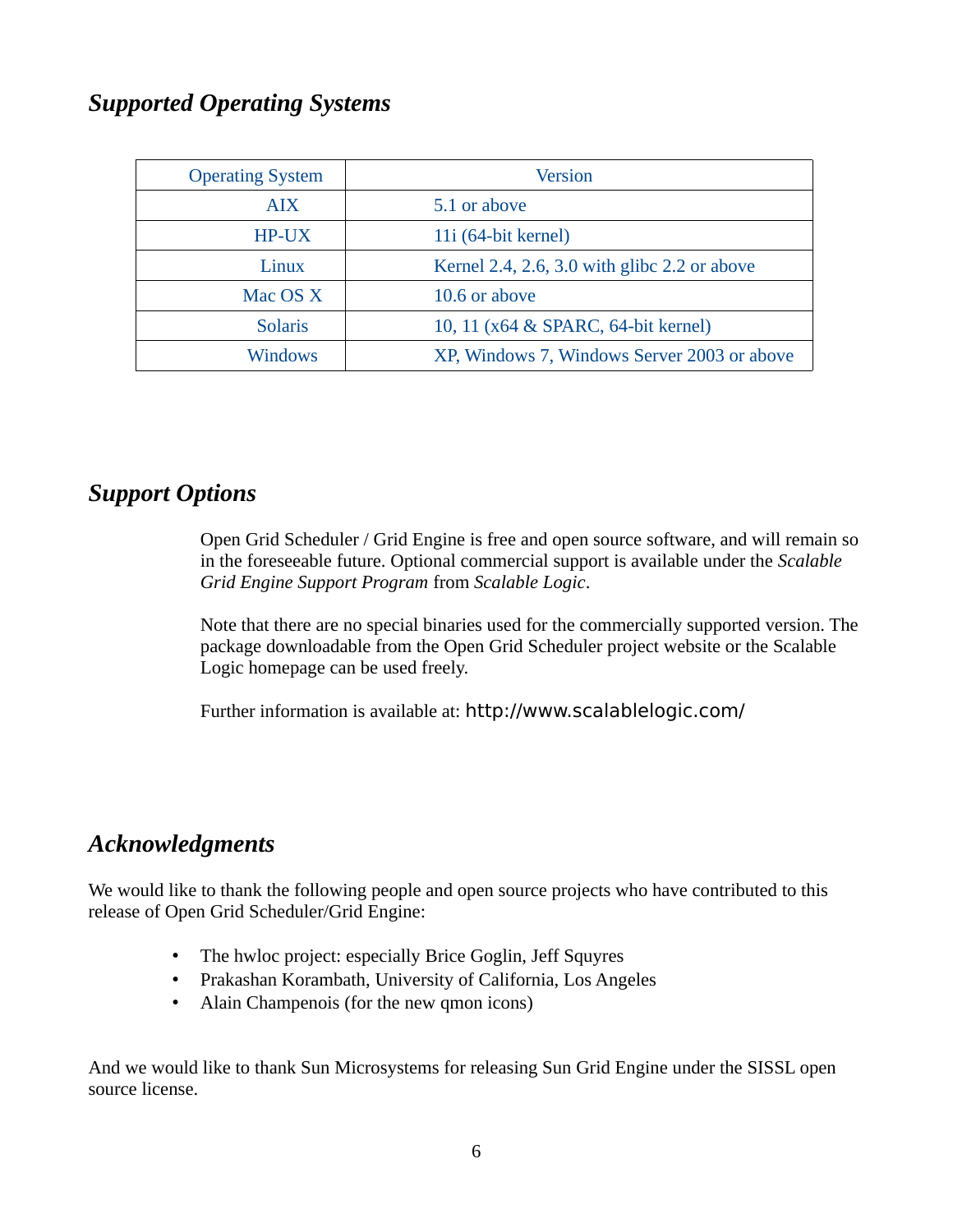## *Supported Operating Systems*

| Operating System | Version |
|---|---|
| AIX | 5.1 or above |
| HP-UX | 11i (64-bit kernel) |
| Linux | Kernel 2.4, 2.6, 3.0 with glibc 2.2 or above |
| Mac OS X | 10.6 or above |
| Solaris | 10, 11 (x64 & SPARC, 64-bit kernel) |
| Windows | XP, Windows 7, Windows Server 2003 or above |

## *Support Options*

Open Grid Scheduler / Grid Engine is free and open source software, and will remain so in the foreseeable future. Optional commercial support is available under the *Scalable Grid Engine Support Program* from *Scalable Logic*.

Note that there are no special binaries used for the commercially supported version. The package downloadable from the Open Grid Scheduler project website or the Scalable Logic homepage can be used freely.

Further information is available at: http://www.scalablelogic.com/

## *Acknowledgments*

We would like to thank the following people and open source projects who have contributed to this release of Open Grid Scheduler/Grid Engine:

- The hwloc project: especially Brice Goglin, Jeff Squyres
- Prakashan Korambath, University of California, Los Angeles
- Alain Champenois (for the new qmon icons)

And we would like to thank Sun Microsystems for releasing Sun Grid Engine under the SISSL open source license.